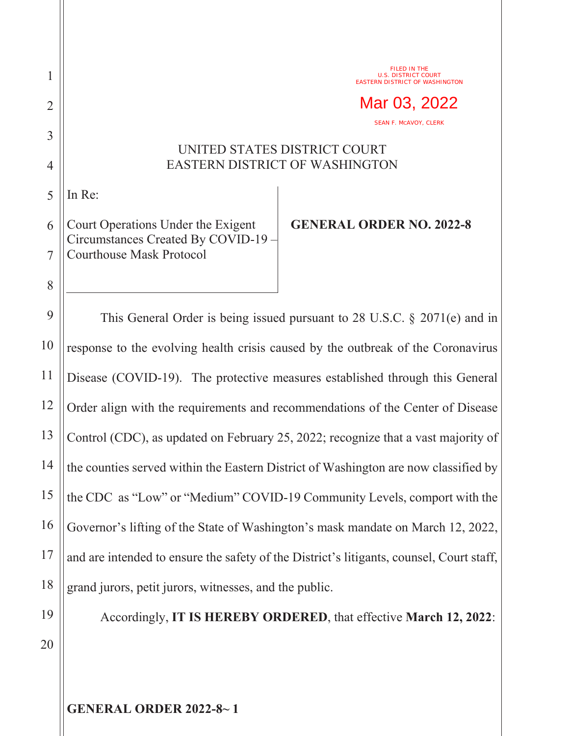FILED IN THE
U.S. DISTRICT COURT
EASTERN DISTRICT OF WASHINGTON

Mar 03, 2022

SEAN F. MCAVOY, CLERK

UNITED STATES DISTRICT COURT
EASTERN DISTRICT OF WASHINGTON

In Re:

Court Operations Under the Exigent Circumstances Created By COVID-19 – Courthouse Mask Protocol

**GENERAL ORDER NO. 2022-8**

This General Order is being issued pursuant to 28 U.S.C. § 2071(e) and in response to the evolving health crisis caused by the outbreak of the Coronavirus Disease (COVID-19). The protective measures established through this General Order align with the requirements and recommendations of the Center of Disease Control (CDC), as updated on February 25, 2022; recognize that a vast majority of the counties served within the Eastern District of Washington are now classified by the CDC as "Low" or "Medium" COVID-19 Community Levels, comport with the Governor's lifting of the State of Washington's mask mandate on March 12, 2022, and are intended to ensure the safety of the District's litigants, counsel, Court staff, grand jurors, petit jurors, witnesses, and the public.

Accordingly, **IT IS HEREBY ORDERED**, that effective **March 12, 2022**: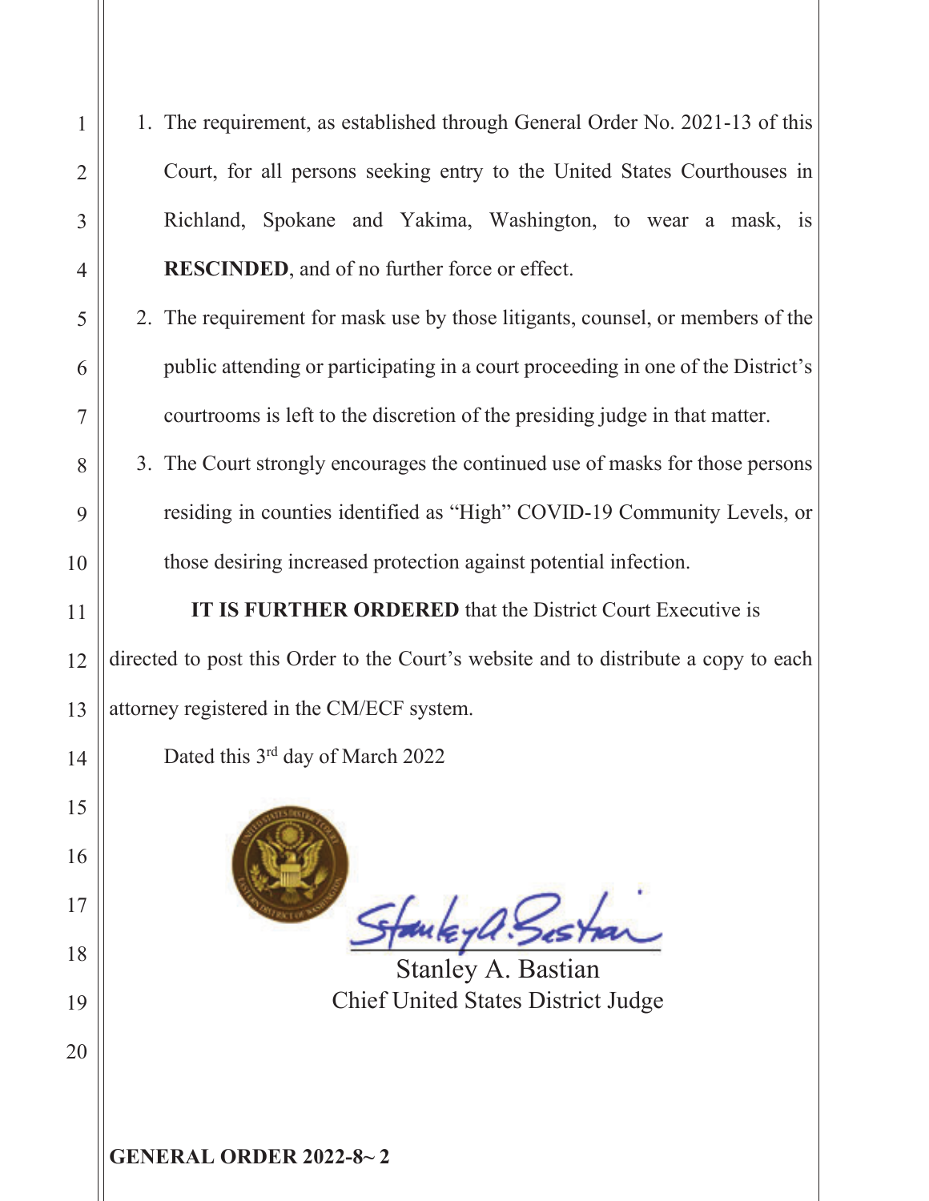1. The requirement, as established through General Order No. 2021-13 of this Court, for all persons seeking entry to the United States Courthouses in Richland, Spokane and Yakima, Washington, to wear a mask, is **RESCINDED**, and of no further force or effect.
2. The requirement for mask use by those litigants, counsel, or members of the public attending or participating in a court proceeding in one of the District's courtrooms is left to the discretion of the presiding judge in that matter.
3. The Court strongly encourages the continued use of masks for those persons residing in counties identified as "High" COVID-19 Community Levels, or those desiring increased protection against potential infection.

**IT IS FURTHER ORDERED** that the District Court Executive is directed to post this Order to the Court's website and to distribute a copy to each attorney registered in the CM/ECF system.

Dated this 3rd day of March 2022

Stanley A. Bastian
Chief United States District Judge